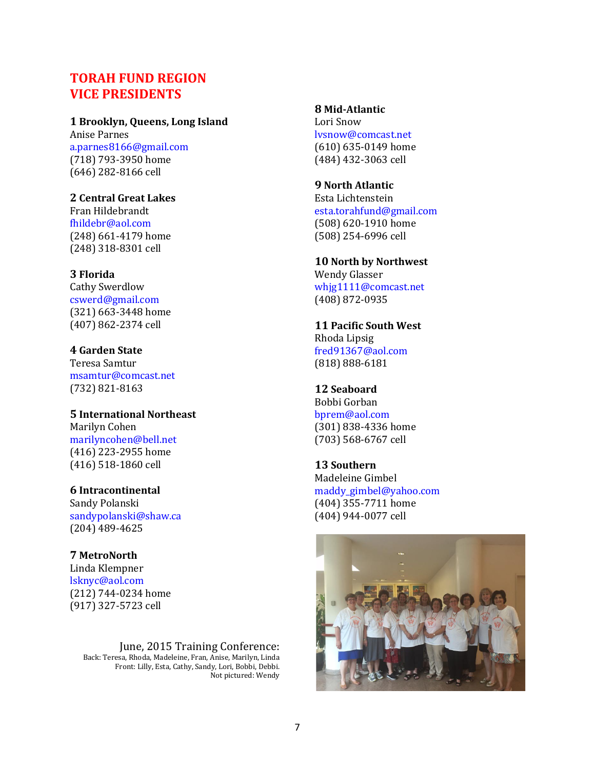# TORAH FUND REGION VICE PRESIDENTS

**1 Brooklyn, Queens, Long Island**
Anise Parnes
a.parnes8166@gmail.com
(718) 793-3950 home
(646) 282-8166 cell

**2 Central Great Lakes**
Fran Hildebrandt
fhildebr@aol.com
(248) 661-4179 home
(248) 318-8301 cell

**3 Florida**
Cathy Swerdlow
csverd@gmail.com
(321) 663-3448 home
(407) 862-2374 cell

**4 Garden State**
Teresa Samtur
msamtur@comcast.net
(732) 821-8163

**5 International Northeast**
Marilyn Cohen
marilyncohen@bell.net
(416) 223-2955 home
(416) 518-1860 cell

**6 Intracontinental**
Sandy Polanski
sandypolanski@shaw.ca
(204) 489-4625

**7 MetroNorth**
Linda Klempner
lsknyc@aol.com
(212) 744-0234 home
(917) 327-5723 cell

June, 2015 Training Conference:
Back: Teresa, Rhoda, Madeleine, Fran, Anise, Marilyn, Linda
Front: Lilly, Esta, Cathy, Sandy, Lori, Bobbi, Debbi.
Not pictured: Wendy

**8 Mid-Atlantic**
Lori Snow
lvsnow@comcast.net
(610) 635-0149 home
(484) 432-3063 cell

**9 North Atlantic**
Esta Lichtenstein
esta.torahfund@gmail.com
(508) 620-1910 home
(508) 254-6996 cell

**10 North by Northwest**
Wendy Glasser
whjg1111@comcast.net
(408) 872-0935

**11 Pacific South West**
Rhoda Lipsig
fred91367@aol.com
(818) 888-6181

**12 Seaboard**
Bobbi Gorban
bprem@aol.com
(301) 838-4336 home
(703) 568-6767 cell

**13 Southern**
Madeleine Gimbel
maddy_gimbel@yahoo.com
(404) 355-7711 home
(404) 944-0077 cell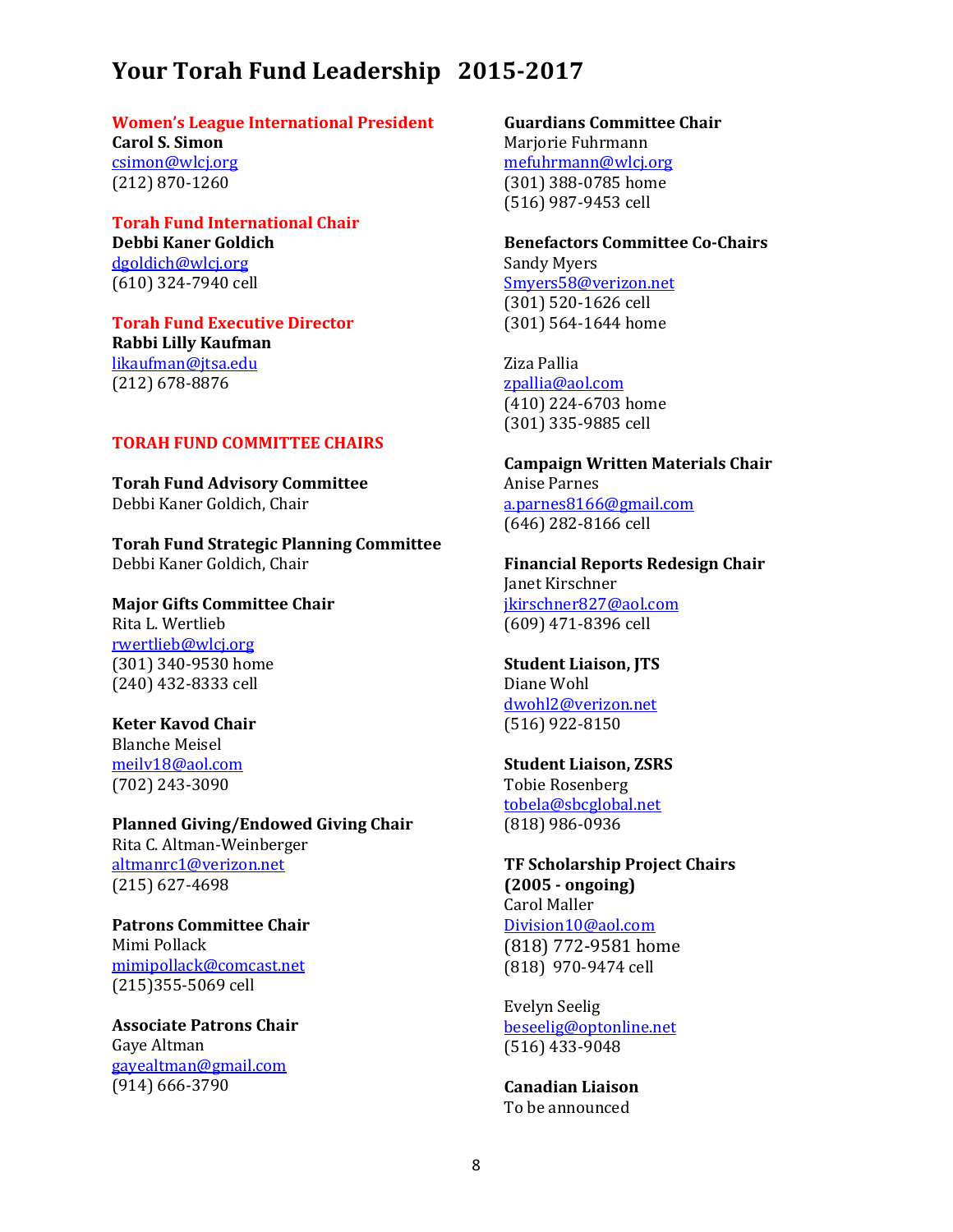# Your Torah Fund Leadership 2015-2017

**Women's League International President**
**Carol S. Simon**
csimon@wlcj.org
(212) 870-1260

**Torah Fund International Chair**
**Debbi Kaner Goldich**
dgoldich@wlcj.org
(610) 324-7940 cell

**Torah Fund Executive Director**
**Rabbi Lilly Kaufman**
likaufman@jtsa.edu
(212) 678-8876

## TORAH FUND COMMITTEE CHAIRS

**Torah Fund Advisory Committee**
Debbi Kaner Goldich, Chair

**Torah Fund Strategic Planning Committee**
Debbi Kaner Goldich, Chair

**Major Gifts Committee Chair**
Rita L. Wertlieb
rwertlieb@wlcj.org
(301) 340-9530 home
(240) 432-8333 cell

**Keter Kavod Chair**
Blanche Meisel
meilv18@aol.com
(702) 243-3090

**Planned Giving/Endowed Giving Chair**
Rita C. Altman-Weinberger
altmanrc1@verizon.net
(215) 627-4698

**Patrons Committee Chair**
Mimi Pollack
mimipollack@comcast.net
(215)355-5069 cell

**Associate Patrons Chair**
Gaye Altman
gayealtman@gmail.com
(914) 666-3790

**Guardians Committee Chair**
Marjorie Fuhrmann
mefuhrmann@wlcj.org
(301) 388-0785 home
(516) 987-9453 cell

**Benefactors Committee Co-Chairs**
Sandy Myers
Smyers58@verizon.net
(301) 520-1626 cell
(301) 564-1644 home

Ziza Pallia
zpallia@aol.com
(410) 224-6703 home
(301) 335-9885 cell

**Campaign Written Materials Chair**
Anise Parnes
a.parnes8166@gmail.com
(646) 282-8166 cell

**Financial Reports Redesign Chair**
Janet Kirschner
jkirschner827@aol.com
(609) 471-8396 cell

**Student Liaison, JTS**
Diane Wohl
dwohl2@verizon.net
(516) 922-8150

**Student Liaison, ZSRS**
Tobie Rosenberg
tobela@sbcglobal.net
(818) 986-0936

**TF Scholarship Project Chairs (2005 - ongoing)**
Carol Maller
Division10@aol.com
(818) 772-9581 home
(818) 970-9474 cell

Evelyn Seelig
beseelig@optonline.net
(516) 433-9048

**Canadian Liaison**
To be announced